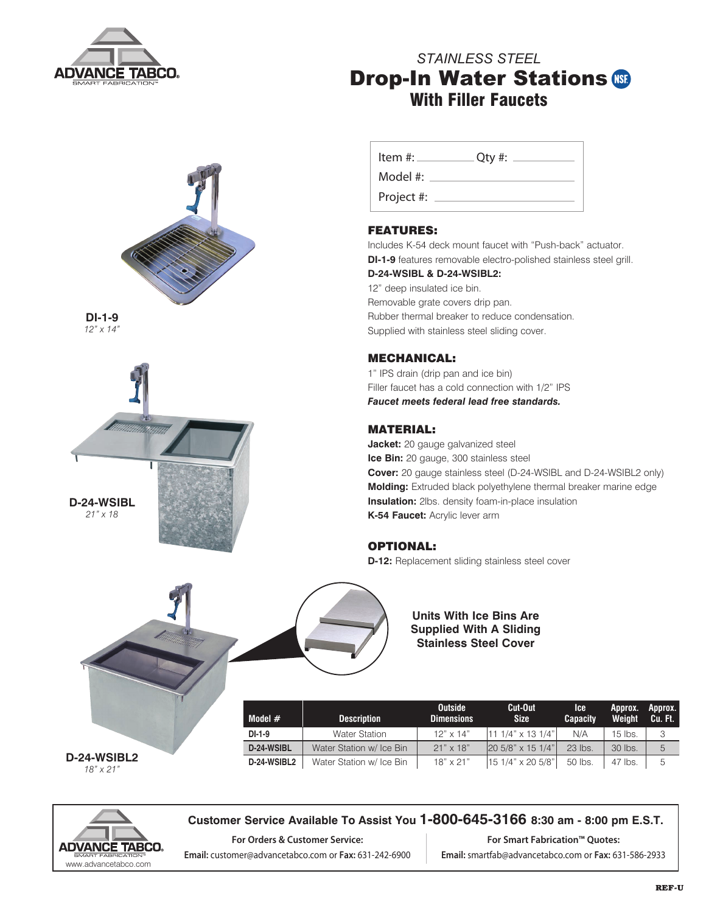ADVANCE TABCO
SMART FABRICATION™

# STAINLESS STEEL
# Drop-In Water Stations
## With Filler Faucets

Item #: __________ Qty #: __________

Model #: __________

Project #: __________

**DI-1-9**
*12" x 14"*

**D-24-WSIBL**
*21" x 18*

**D-24-WSIBL2**
*18" x 21"*

### FEATURES:

Includes K-54 deck mount faucet with "Push-back" actuator.

**DI-1-9** features removable electro-polished stainless steel grill.

**D-24-WSIBL & D-24-WSIBL2:**

12" deep insulated ice bin.

Removable grate covers drip pan.

Rubber thermal breaker to reduce condensation.

Supplied with stainless steel sliding cover.

### MECHANICAL:

1" IPS drain (drip pan and ice bin)

Filler faucet has a cold connection with 1/2" IPS

***Faucet meets federal lead free standards.***

### MATERIAL:

**Jacket:** 20 gauge galvanized steel

**Ice Bin:** 20 gauge, 300 stainless steel

**Cover:** 20 gauge stainless steel (D-24-WSIBL and D-24-WSIBL2 only)

**Molding:** Extruded black polyethylene thermal breaker marine edge

**Insulation:** 2lbs. density foam-in-place insulation

**K-54 Faucet:** Acrylic lever arm

### OPTIONAL:

**D-12:** Replacement sliding stainless steel cover

**Units With Ice Bins Are Supplied With A Sliding Stainless Steel Cover**

| Model # | Description | Outside Dimensions | Cut-Out Size | Ice Capacity | Approx. Weight | Approx. Cu. Ft. |
|---|---|---|---|---|---|---|
| DI-1-9 | Water Station | 12" x 14" | 11 1/4" x 13 1/4" | N/A | 15 lbs. | 3 |
| D-24-WSIBL | Water Station w/ Ice Bin | 21" x 18" | 20 5/8" x 15 1/4" | 23 lbs. | 30 lbs. | 5 |
| D-24-WSIBL2 | Water Station w/ Ice Bin | 18" x 21" | 15 1/4" x 20 5/8" | 50 lbs. | 47 lbs. | 5 |

ADVANCE TABCO
SMART FABRICATION™
www.advancetabco.com

**Customer Service Available To Assist You 1-800-645-3166 8:30 am - 8:00 pm E.S.T.**

**For Orders & Customer Service:**
**Email:** customer@advancetabco.com or **Fax:** 631-242-6900

**For Smart Fabrication™ Quotes:**
**Email:** smartfab@advancetabco.com or **Fax:** 631-586-2933

REF-U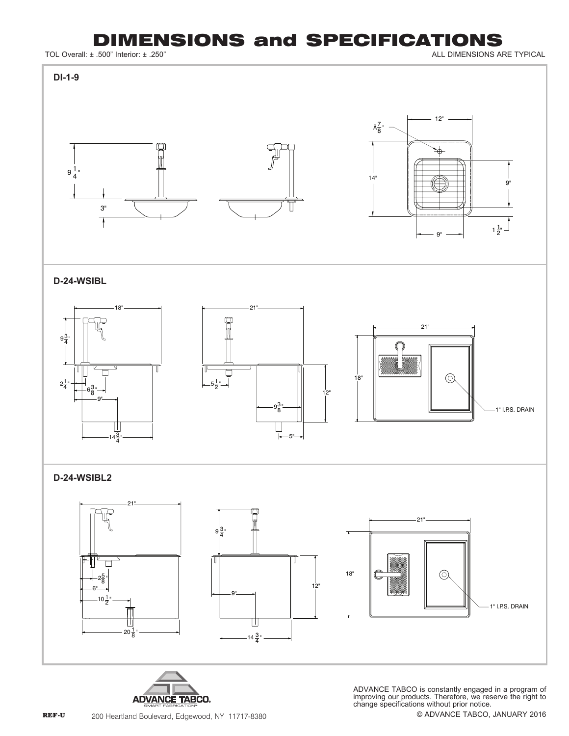# DIMENSIONS and SPECIFICATIONS

TOL Overall: ± .500" Interior: ± .250"

ALL DIMENSIONS ARE TYPICAL

## DI-1-9

$9\frac{1}{4}$"

3"

12"

Ø$\frac{7}{8}$"

14"

9"

9"

$1\frac{1}{2}$"

## D-24-WSIBL

18"

$9\frac{3}{4}$"

$2\frac{1}{4}$"

$6\frac{3}{8}$"

9"

$14\frac{3}{4}$"

21"

$5\frac{1}{2}$"

12"

$9\frac{3}{8}$"

5"

21"

18"

1" I.P.S. DRAIN

## D-24-WSIBL2

21"

$2\frac{5}{8}$"

6"

$10\frac{1}{2}$"

$20\frac{1}{8}$"

$9\frac{3}{4}$"

12"

9"

$14\frac{3}{4}$"

21"

18"

1" I.P.S. DRAIN

ADVANCE TABCO SMART FABRICATION®

REF-U

200 Heartland Boulevard, Edgewood, NY 11717-8380

ADVANCE TABCO is constantly engaged in a program of improving our products. Therefore, we reserve the right to change specifications without prior notice.

© ADVANCE TABCO, JANUARY 2016